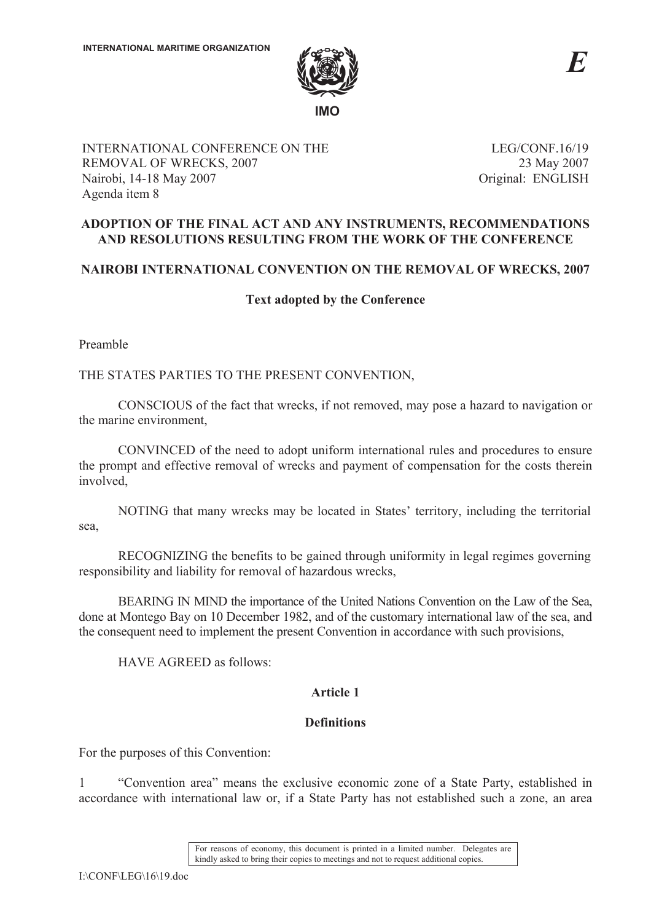INTERNATIONAL MARITIME ORGANIZATION

IMO

*E*

INTERNATIONAL CONFERENCE ON THE REMOVAL OF WRECKS, 2007
Nairobi, 14-18 May 2007
Agenda item 8

LEG/CONF.16/19
23 May 2007
Original: ENGLISH

**ADOPTION OF THE FINAL ACT AND ANY INSTRUMENTS, RECOMMENDATIONS AND RESOLUTIONS RESULTING FROM THE WORK OF THE CONFERENCE**

**NAIROBI INTERNATIONAL CONVENTION ON THE REMOVAL OF WRECKS, 2007**

**Text adopted by the Conference**

Preamble

THE STATES PARTIES TO THE PRESENT CONVENTION,

CONSCIOUS of the fact that wrecks, if not removed, may pose a hazard to navigation or the marine environment,

CONVINCED of the need to adopt uniform international rules and procedures to ensure the prompt and effective removal of wrecks and payment of compensation for the costs therein involved,

NOTING that many wrecks may be located in States' territory, including the territorial sea,

RECOGNIZING the benefits to be gained through uniformity in legal regimes governing responsibility and liability for removal of hazardous wrecks,

BEARING IN MIND the importance of the United Nations Convention on the Law of the Sea, done at Montego Bay on 10 December 1982, and of the customary international law of the sea, and the consequent need to implement the present Convention in accordance with such provisions,

HAVE AGREED as follows:

**Article 1**

**Definitions**

For the purposes of this Convention:

1 "Convention area" means the exclusive economic zone of a State Party, established in accordance with international law or, if a State Party has not established such a zone, an area

For reasons of economy, this document is printed in a limited number. Delegates are kindly asked to bring their copies to meetings and not to request additional copies.

I:\CONF\LEG\16\19.doc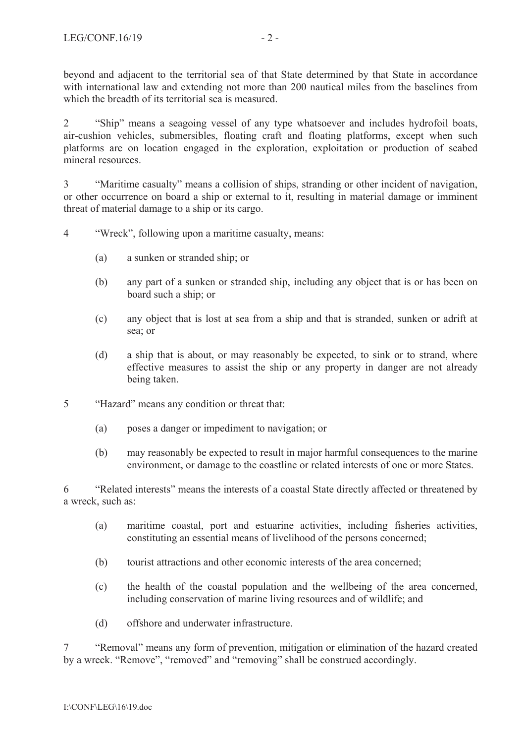beyond and adjacent to the territorial sea of that State determined by that State in accordance with international law and extending not more than 200 nautical miles from the baselines from which the breadth of its territorial sea is measured.

2 "Ship" means a seagoing vessel of any type whatsoever and includes hydrofoil boats, air-cushion vehicles, submersibles, floating craft and floating platforms, except when such platforms are on location engaged in the exploration, exploitation or production of seabed mineral resources.

3 "Maritime casualty" means a collision of ships, stranding or other incident of navigation, or other occurrence on board a ship or external to it, resulting in material damage or imminent threat of material damage to a ship or its cargo.

4 "Wreck", following upon a maritime casualty, means:

(a) a sunken or stranded ship; or

(b) any part of a sunken or stranded ship, including any object that is or has been on board such a ship; or

(c) any object that is lost at sea from a ship and that is stranded, sunken or adrift at sea; or

(d) a ship that is about, or may reasonably be expected, to sink or to strand, where effective measures to assist the ship or any property in danger are not already being taken.

5 "Hazard" means any condition or threat that:

(a) poses a danger or impediment to navigation; or

(b) may reasonably be expected to result in major harmful consequences to the marine environment, or damage to the coastline or related interests of one or more States.

6 "Related interests" means the interests of a coastal State directly affected or threatened by a wreck, such as:

(a) maritime coastal, port and estuarine activities, including fisheries activities, constituting an essential means of livelihood of the persons concerned;

(b) tourist attractions and other economic interests of the area concerned;

(c) the health of the coastal population and the wellbeing of the area concerned, including conservation of marine living resources and of wildlife; and

(d) offshore and underwater infrastructure.

7 "Removal" means any form of prevention, mitigation or elimination of the hazard created by a wreck. "Remove", "removed" and "removing" shall be construed accordingly.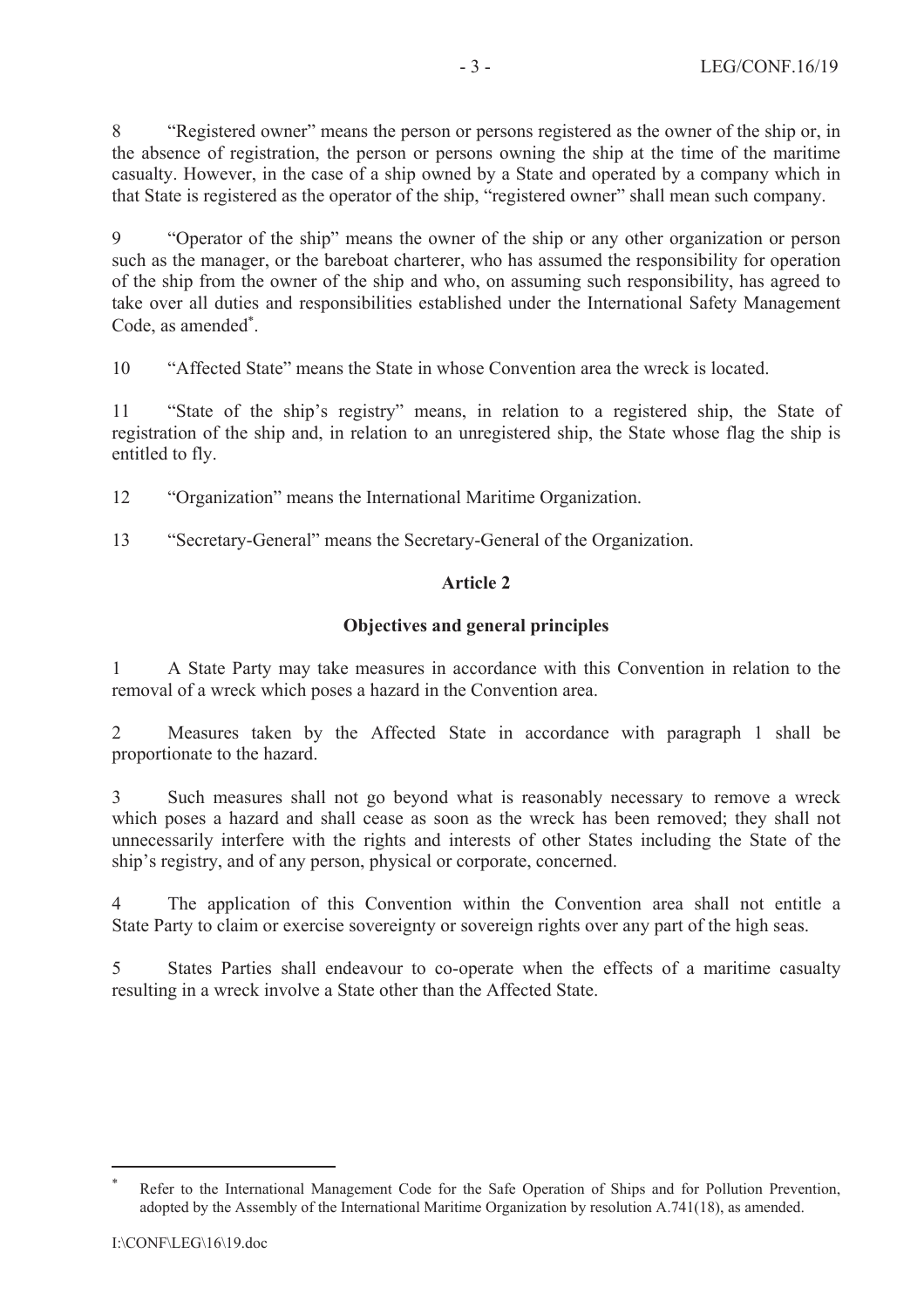8 "Registered owner" means the person or persons registered as the owner of the ship or, in the absence of registration, the person or persons owning the ship at the time of the maritime casualty. However, in the case of a ship owned by a State and operated by a company which in that State is registered as the operator of the ship, "registered owner" shall mean such company.

9 "Operator of the ship" means the owner of the ship or any other organization or person such as the manager, or the bareboat charterer, who has assumed the responsibility for operation of the ship from the owner of the ship and who, on assuming such responsibility, has agreed to take over all duties and responsibilities established under the International Safety Management Code, as amended*.

10 "Affected State" means the State in whose Convention area the wreck is located.

11 "State of the ship's registry" means, in relation to a registered ship, the State of registration of the ship and, in relation to an unregistered ship, the State whose flag the ship is entitled to fly.

12 "Organization" means the International Maritime Organization.

13 "Secretary-General" means the Secretary-General of the Organization.

## Article 2

### Objectives and general principles

1 A State Party may take measures in accordance with this Convention in relation to the removal of a wreck which poses a hazard in the Convention area.

2 Measures taken by the Affected State in accordance with paragraph 1 shall be proportionate to the hazard.

3 Such measures shall not go beyond what is reasonably necessary to remove a wreck which poses a hazard and shall cease as soon as the wreck has been removed; they shall not unnecessarily interfere with the rights and interests of other States including the State of the ship's registry, and of any person, physical or corporate, concerned.

4 The application of this Convention within the Convention area shall not entitle a State Party to claim or exercise sovereignty or sovereign rights over any part of the high seas.

5 States Parties shall endeavour to co-operate when the effects of a maritime casualty resulting in a wreck involve a State other than the Affected State.

---

\* Refer to the International Management Code for the Safe Operation of Ships and for Pollution Prevention, adopted by the Assembly of the International Maritime Organization by resolution A.741(18), as amended.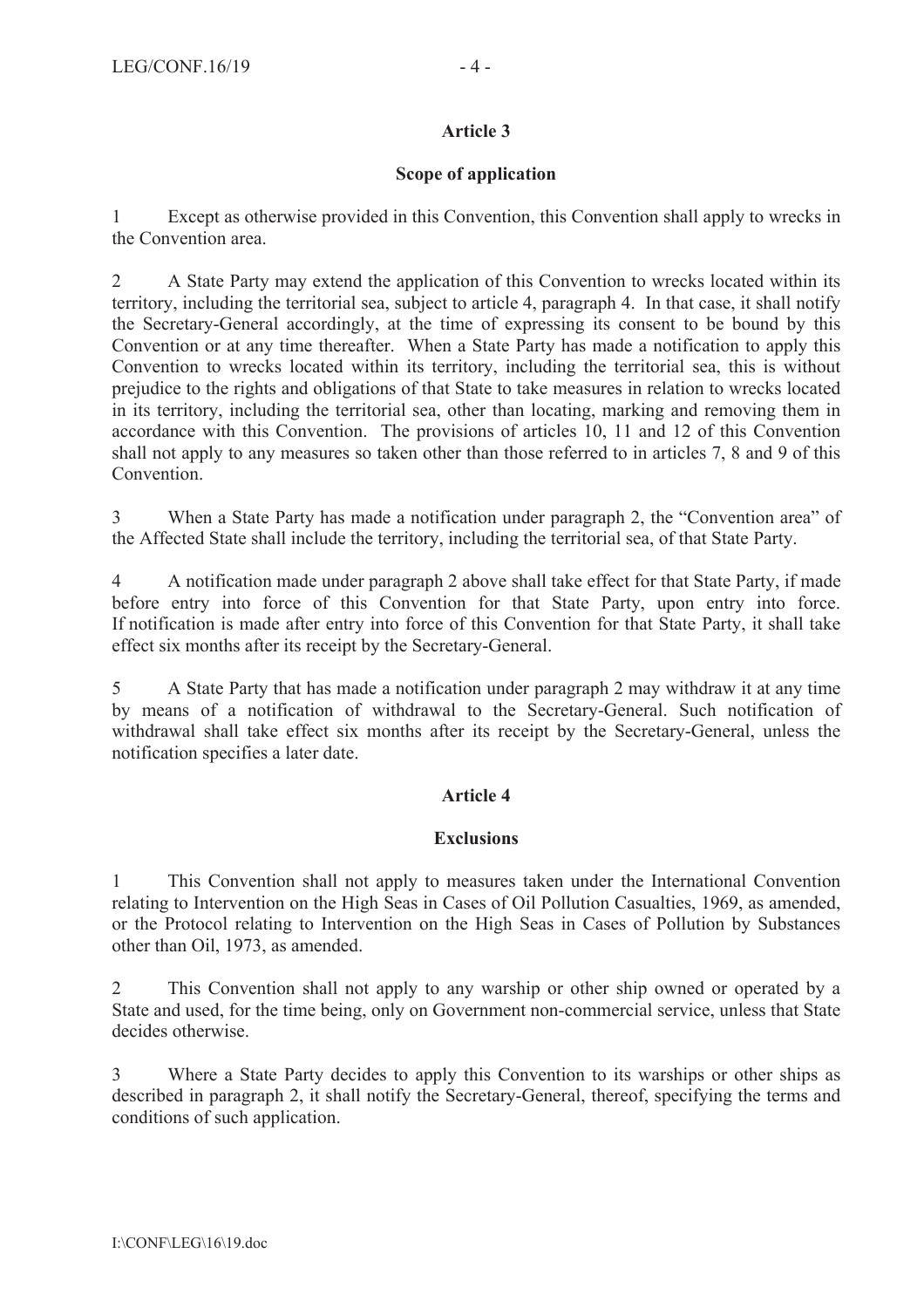## Article 3

### Scope of application

1 Except as otherwise provided in this Convention, this Convention shall apply to wrecks in the Convention area.

2 A State Party may extend the application of this Convention to wrecks located within its territory, including the territorial sea, subject to article 4, paragraph 4. In that case, it shall notify the Secretary-General accordingly, at the time of expressing its consent to be bound by this Convention or at any time thereafter. When a State Party has made a notification to apply this Convention to wrecks located within its territory, including the territorial sea, this is without prejudice to the rights and obligations of that State to take measures in relation to wrecks located in its territory, including the territorial sea, other than locating, marking and removing them in accordance with this Convention. The provisions of articles 10, 11 and 12 of this Convention shall not apply to any measures so taken other than those referred to in articles 7, 8 and 9 of this Convention.

3 When a State Party has made a notification under paragraph 2, the "Convention area" of the Affected State shall include the territory, including the territorial sea, of that State Party.

4 A notification made under paragraph 2 above shall take effect for that State Party, if made before entry into force of this Convention for that State Party, upon entry into force. If notification is made after entry into force of this Convention for that State Party, it shall take effect six months after its receipt by the Secretary-General.

5 A State Party that has made a notification under paragraph 2 may withdraw it at any time by means of a notification of withdrawal to the Secretary-General. Such notification of withdrawal shall take effect six months after its receipt by the Secretary-General, unless the notification specifies a later date.

## Article 4

### Exclusions

1 This Convention shall not apply to measures taken under the International Convention relating to Intervention on the High Seas in Cases of Oil Pollution Casualties, 1969, as amended, or the Protocol relating to Intervention on the High Seas in Cases of Pollution by Substances other than Oil, 1973, as amended.

2 This Convention shall not apply to any warship or other ship owned or operated by a State and used, for the time being, only on Government non-commercial service, unless that State decides otherwise.

3 Where a State Party decides to apply this Convention to its warships or other ships as described in paragraph 2, it shall notify the Secretary-General, thereof, specifying the terms and conditions of such application.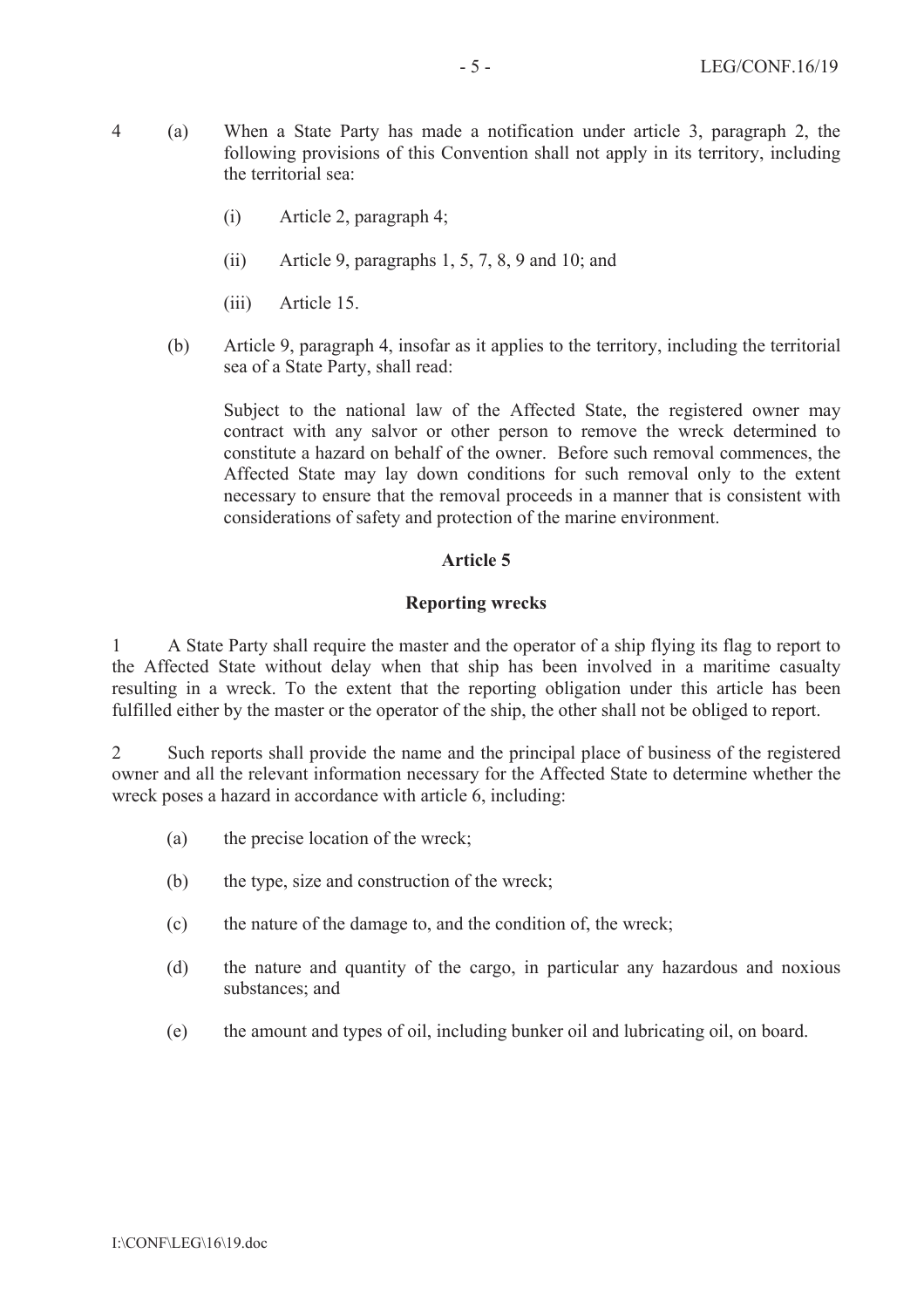4 (a) When a State Party has made a notification under article 3, paragraph 2, the following provisions of this Convention shall not apply in its territory, including the territorial sea:

   (i) Article 2, paragraph 4;

   (ii) Article 9, paragraphs 1, 5, 7, 8, 9 and 10; and

   (iii) Article 15.

(b) Article 9, paragraph 4, insofar as it applies to the territory, including the territorial sea of a State Party, shall read:

   Subject to the national law of the Affected State, the registered owner may contract with any salvor or other person to remove the wreck determined to constitute a hazard on behalf of the owner. Before such removal commences, the Affected State may lay down conditions for such removal only to the extent necessary to ensure that the removal proceeds in a manner that is consistent with considerations of safety and protection of the marine environment.

## Article 5

### Reporting wrecks

1 A State Party shall require the master and the operator of a ship flying its flag to report to the Affected State without delay when that ship has been involved in a maritime casualty resulting in a wreck. To the extent that the reporting obligation under this article has been fulfilled either by the master or the operator of the ship, the other shall not be obliged to report.

2 Such reports shall provide the name and the principal place of business of the registered owner and all the relevant information necessary for the Affected State to determine whether the wreck poses a hazard in accordance with article 6, including:

(a) the precise location of the wreck;

(b) the type, size and construction of the wreck;

(c) the nature of the damage to, and the condition of, the wreck;

(d) the nature and quantity of the cargo, in particular any hazardous and noxious substances; and

(e) the amount and types of oil, including bunker oil and lubricating oil, on board.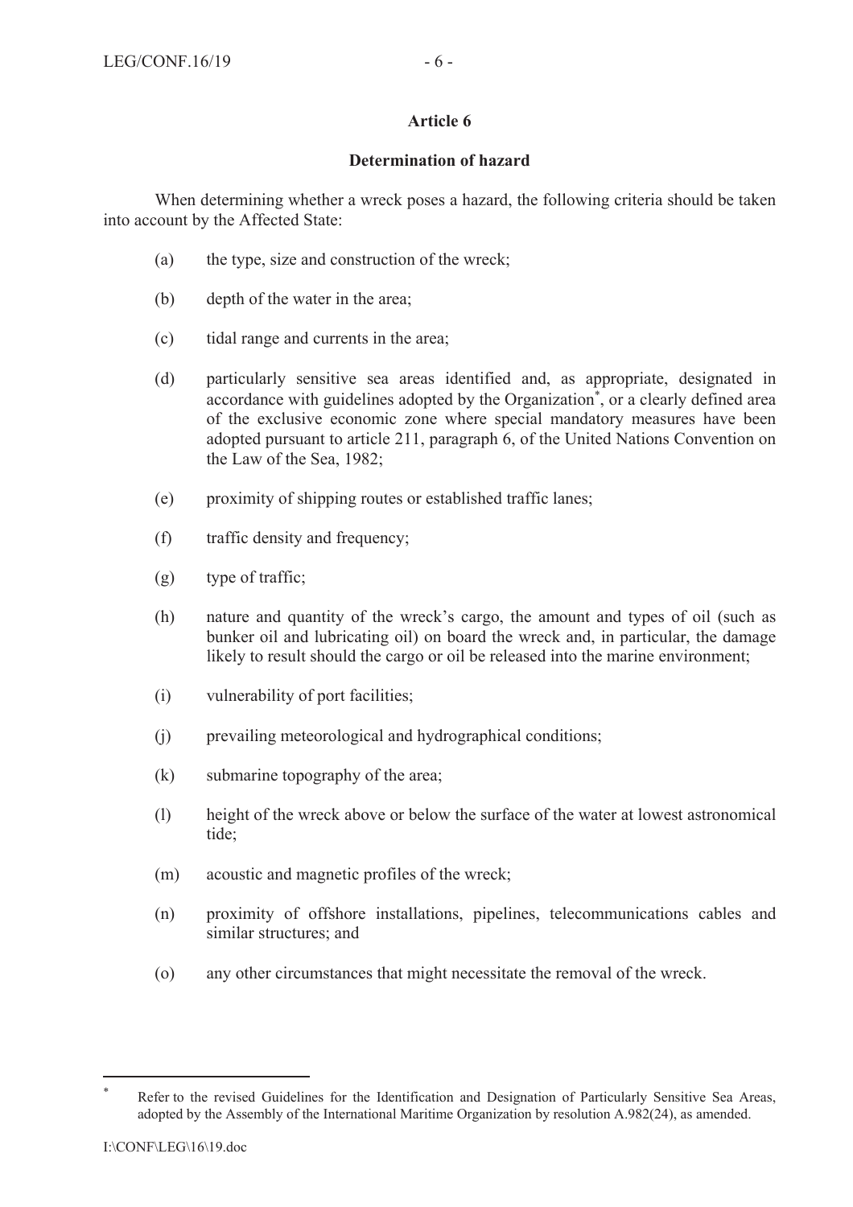## Article 6

### Determination of hazard

When determining whether a wreck poses a hazard, the following criteria should be taken into account by the Affected State:

(a) the type, size and construction of the wreck;

(b) depth of the water in the area;

(c) tidal range and currents in the area;

(d) particularly sensitive sea areas identified and, as appropriate, designated in accordance with guidelines adopted by the Organization*, or a clearly defined area of the exclusive economic zone where special mandatory measures have been adopted pursuant to article 211, paragraph 6, of the United Nations Convention on the Law of the Sea, 1982;

(e) proximity of shipping routes or established traffic lanes;

(f) traffic density and frequency;

(g) type of traffic;

(h) nature and quantity of the wreck's cargo, the amount and types of oil (such as bunker oil and lubricating oil) on board the wreck and, in particular, the damage likely to result should the cargo or oil be released into the marine environment;

(i) vulnerability of port facilities;

(j) prevailing meteorological and hydrographical conditions;

(k) submarine topography of the area;

(l) height of the wreck above or below the surface of the water at lowest astronomical tide;

(m) acoustic and magnetic profiles of the wreck;

(n) proximity of offshore installations, pipelines, telecommunications cables and similar structures; and

(o) any other circumstances that might necessitate the removal of the wreck.

---

* Refer to the revised Guidelines for the Identification and Designation of Particularly Sensitive Sea Areas, adopted by the Assembly of the International Maritime Organization by resolution A.982(24), as amended.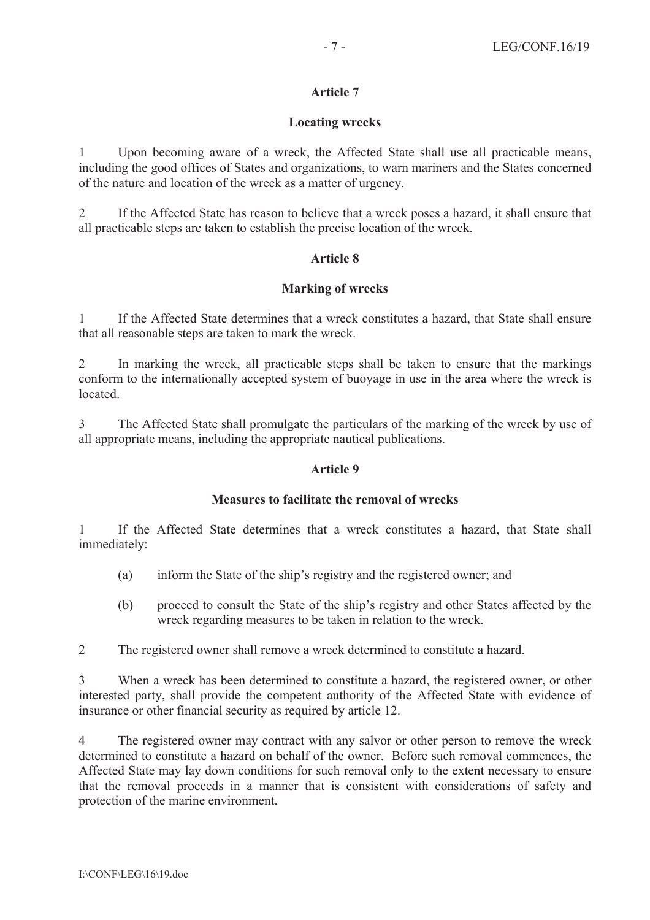## Article 7

### Locating wrecks

1 Upon becoming aware of a wreck, the Affected State shall use all practicable means, including the good offices of States and organizations, to warn mariners and the States concerned of the nature and location of the wreck as a matter of urgency.

2 If the Affected State has reason to believe that a wreck poses a hazard, it shall ensure that all practicable steps are taken to establish the precise location of the wreck.

## Article 8

### Marking of wrecks

1 If the Affected State determines that a wreck constitutes a hazard, that State shall ensure that all reasonable steps are taken to mark the wreck.

2 In marking the wreck, all practicable steps shall be taken to ensure that the markings conform to the internationally accepted system of buoyage in use in the area where the wreck is located.

3 The Affected State shall promulgate the particulars of the marking of the wreck by use of all appropriate means, including the appropriate nautical publications.

## Article 9

### Measures to facilitate the removal of wrecks

1 If the Affected State determines that a wreck constitutes a hazard, that State shall immediately:

(a) inform the State of the ship's registry and the registered owner; and

(b) proceed to consult the State of the ship's registry and other States affected by the wreck regarding measures to be taken in relation to the wreck.

2 The registered owner shall remove a wreck determined to constitute a hazard.

3 When a wreck has been determined to constitute a hazard, the registered owner, or other interested party, shall provide the competent authority of the Affected State with evidence of insurance or other financial security as required by article 12.

4 The registered owner may contract with any salvor or other person to remove the wreck determined to constitute a hazard on behalf of the owner. Before such removal commences, the Affected State may lay down conditions for such removal only to the extent necessary to ensure that the removal proceeds in a manner that is consistent with considerations of safety and protection of the marine environment.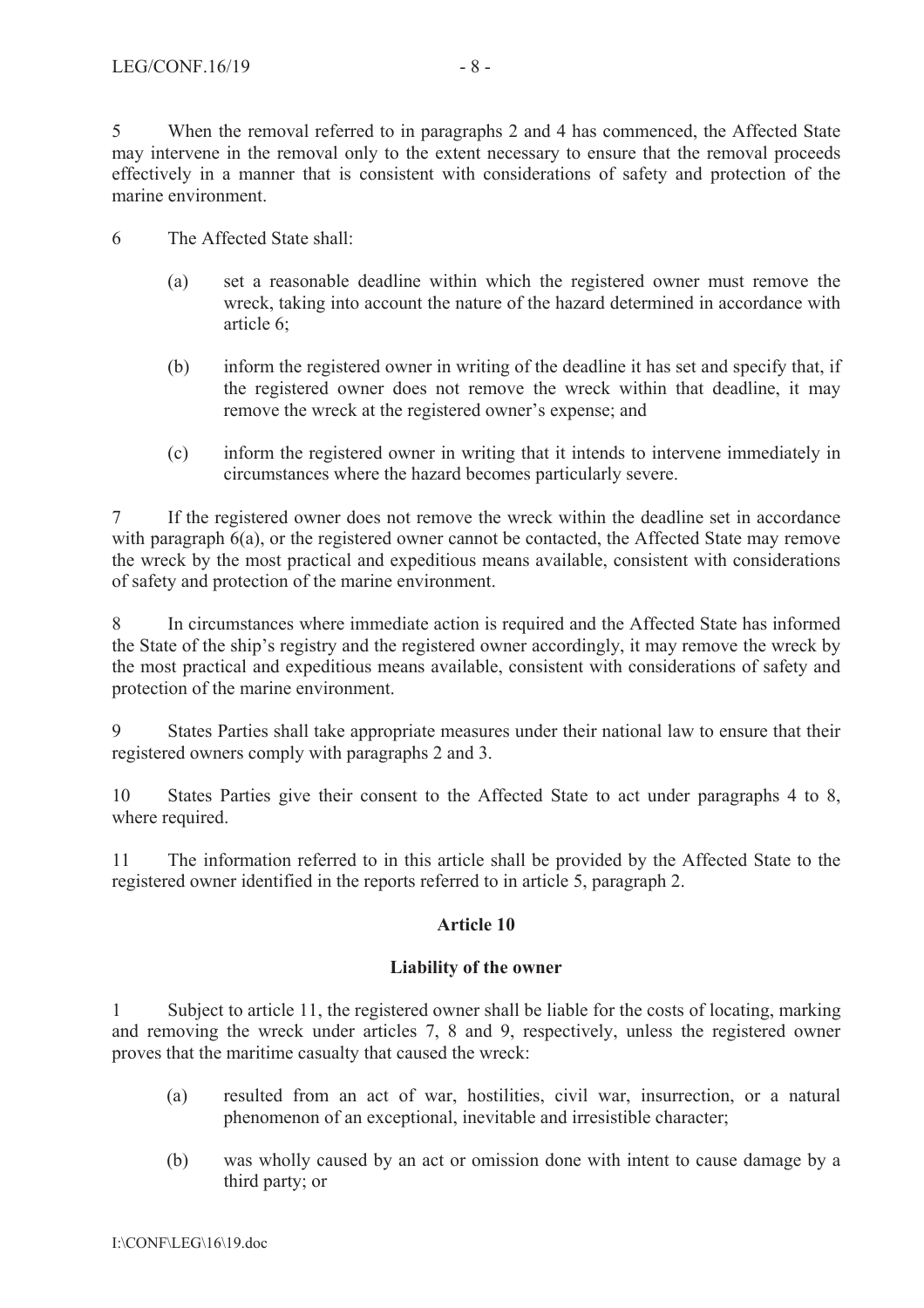5 When the removal referred to in paragraphs 2 and 4 has commenced, the Affected State may intervene in the removal only to the extent necessary to ensure that the removal proceeds effectively in a manner that is consistent with considerations of safety and protection of the marine environment.

6 The Affected State shall:

(a) set a reasonable deadline within which the registered owner must remove the wreck, taking into account the nature of the hazard determined in accordance with article 6;

(b) inform the registered owner in writing of the deadline it has set and specify that, if the registered owner does not remove the wreck within that deadline, it may remove the wreck at the registered owner's expense; and

(c) inform the registered owner in writing that it intends to intervene immediately in circumstances where the hazard becomes particularly severe.

7 If the registered owner does not remove the wreck within the deadline set in accordance with paragraph 6(a), or the registered owner cannot be contacted, the Affected State may remove the wreck by the most practical and expeditious means available, consistent with considerations of safety and protection of the marine environment.

8 In circumstances where immediate action is required and the Affected State has informed the State of the ship's registry and the registered owner accordingly, it may remove the wreck by the most practical and expeditious means available, consistent with considerations of safety and protection of the marine environment.

9 States Parties shall take appropriate measures under their national law to ensure that their registered owners comply with paragraphs 2 and 3.

10 States Parties give their consent to the Affected State to act under paragraphs 4 to 8, where required.

11 The information referred to in this article shall be provided by the Affected State to the registered owner identified in the reports referred to in article 5, paragraph 2.

## Article 10

### Liability of the owner

1 Subject to article 11, the registered owner shall be liable for the costs of locating, marking and removing the wreck under articles 7, 8 and 9, respectively, unless the registered owner proves that the maritime casualty that caused the wreck:

(a) resulted from an act of war, hostilities, civil war, insurrection, or a natural phenomenon of an exceptional, inevitable and irresistible character;

(b) was wholly caused by an act or omission done with intent to cause damage by a third party; or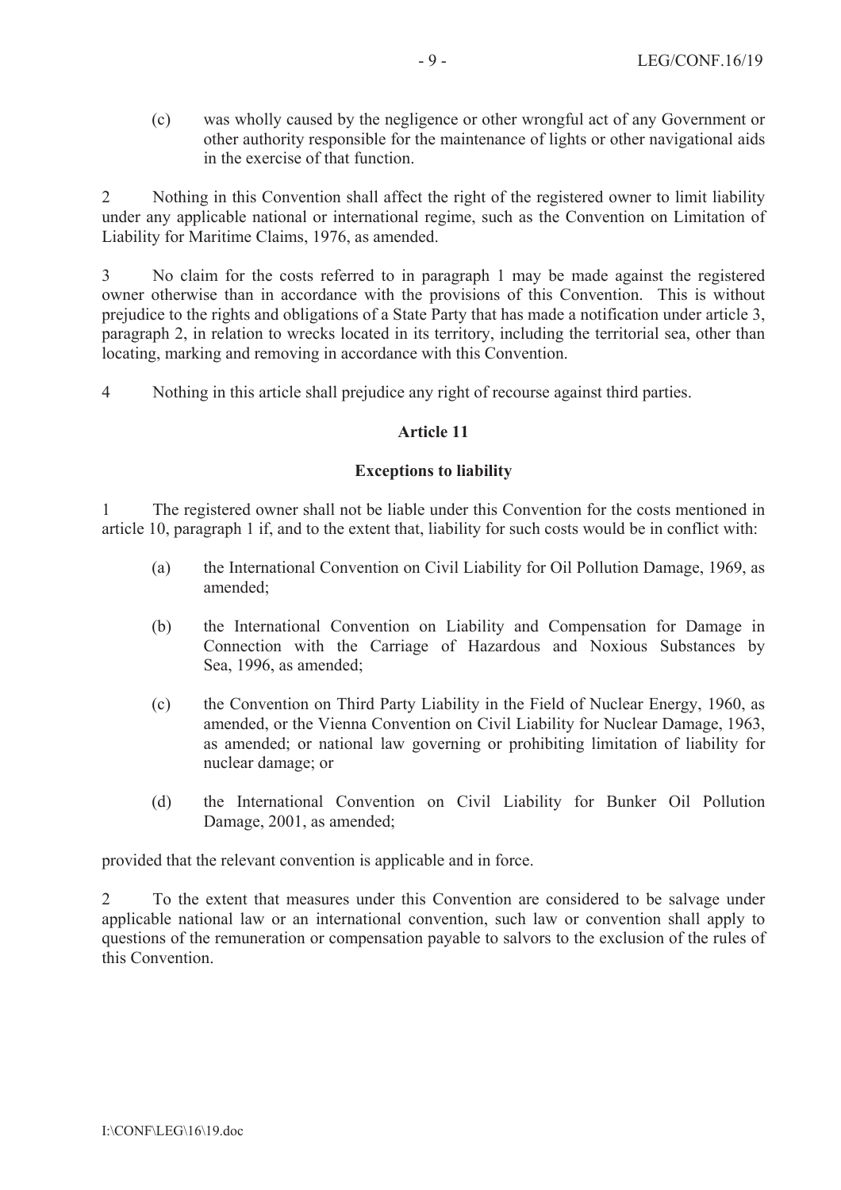(c) was wholly caused by the negligence or other wrongful act of any Government or other authority responsible for the maintenance of lights or other navigational aids in the exercise of that function.

2 Nothing in this Convention shall affect the right of the registered owner to limit liability under any applicable national or international regime, such as the Convention on Limitation of Liability for Maritime Claims, 1976, as amended.

3 No claim for the costs referred to in paragraph 1 may be made against the registered owner otherwise than in accordance with the provisions of this Convention. This is without prejudice to the rights and obligations of a State Party that has made a notification under article 3, paragraph 2, in relation to wrecks located in its territory, including the territorial sea, other than locating, marking and removing in accordance with this Convention.

4 Nothing in this article shall prejudice any right of recourse against third parties.

**Article 11**

**Exceptions to liability**

1 The registered owner shall not be liable under this Convention for the costs mentioned in article 10, paragraph 1 if, and to the extent that, liability for such costs would be in conflict with:

(a) the International Convention on Civil Liability for Oil Pollution Damage, 1969, as amended;

(b) the International Convention on Liability and Compensation for Damage in Connection with the Carriage of Hazardous and Noxious Substances by Sea, 1996, as amended;

(c) the Convention on Third Party Liability in the Field of Nuclear Energy, 1960, as amended, or the Vienna Convention on Civil Liability for Nuclear Damage, 1963, as amended; or national law governing or prohibiting limitation of liability for nuclear damage; or

(d) the International Convention on Civil Liability for Bunker Oil Pollution Damage, 2001, as amended;

provided that the relevant convention is applicable and in force.

2 To the extent that measures under this Convention are considered to be salvage under applicable national law or an international convention, such law or convention shall apply to questions of the remuneration or compensation payable to salvors to the exclusion of the rules of this Convention.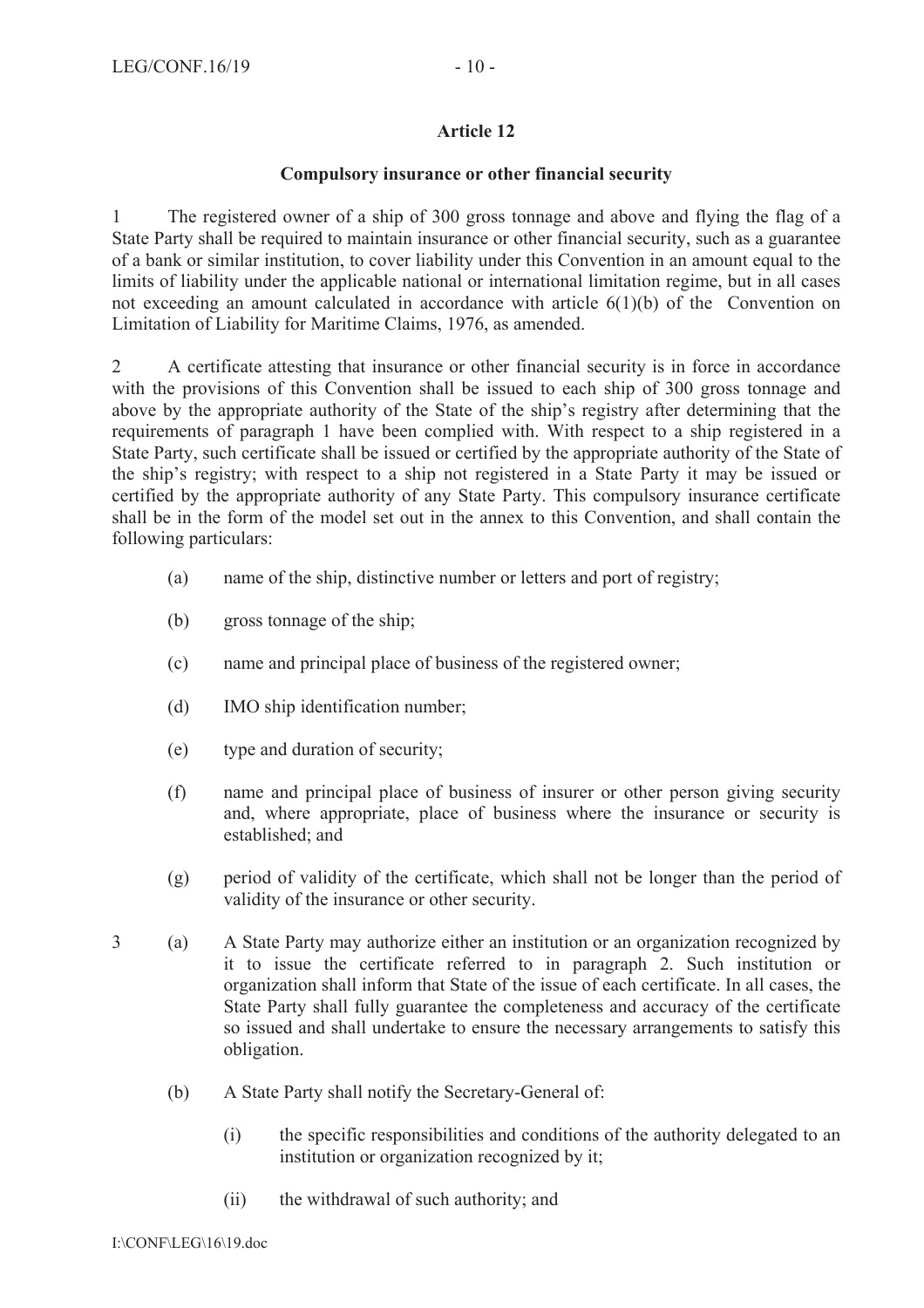## Article 12

### Compulsory insurance or other financial security

1 The registered owner of a ship of 300 gross tonnage and above and flying the flag of a State Party shall be required to maintain insurance or other financial security, such as a guarantee of a bank or similar institution, to cover liability under this Convention in an amount equal to the limits of liability under the applicable national or international limitation regime, but in all cases not exceeding an amount calculated in accordance with article 6(1)(b) of the Convention on Limitation of Liability for Maritime Claims, 1976, as amended.

2 A certificate attesting that insurance or other financial security is in force in accordance with the provisions of this Convention shall be issued to each ship of 300 gross tonnage and above by the appropriate authority of the State of the ship's registry after determining that the requirements of paragraph 1 have been complied with. With respect to a ship registered in a State Party, such certificate shall be issued or certified by the appropriate authority of the State of the ship's registry; with respect to a ship not registered in a State Party it may be issued or certified by the appropriate authority of any State Party. This compulsory insurance certificate shall be in the form of the model set out in the annex to this Convention, and shall contain the following particulars:

(a) name of the ship, distinctive number or letters and port of registry;

(b) gross tonnage of the ship;

(c) name and principal place of business of the registered owner;

(d) IMO ship identification number;

(e) type and duration of security;

(f) name and principal place of business of insurer or other person giving security and, where appropriate, place of business where the insurance or security is established; and

(g) period of validity of the certificate, which shall not be longer than the period of validity of the insurance or other security.

3 (a) A State Party may authorize either an institution or an organization recognized by it to issue the certificate referred to in paragraph 2. Such institution or organization shall inform that State of the issue of each certificate. In all cases, the State Party shall fully guarantee the completeness and accuracy of the certificate so issued and shall undertake to ensure the necessary arrangements to satisfy this obligation.

(b) A State Party shall notify the Secretary-General of:

(i) the specific responsibilities and conditions of the authority delegated to an institution or organization recognized by it;

(ii) the withdrawal of such authority; and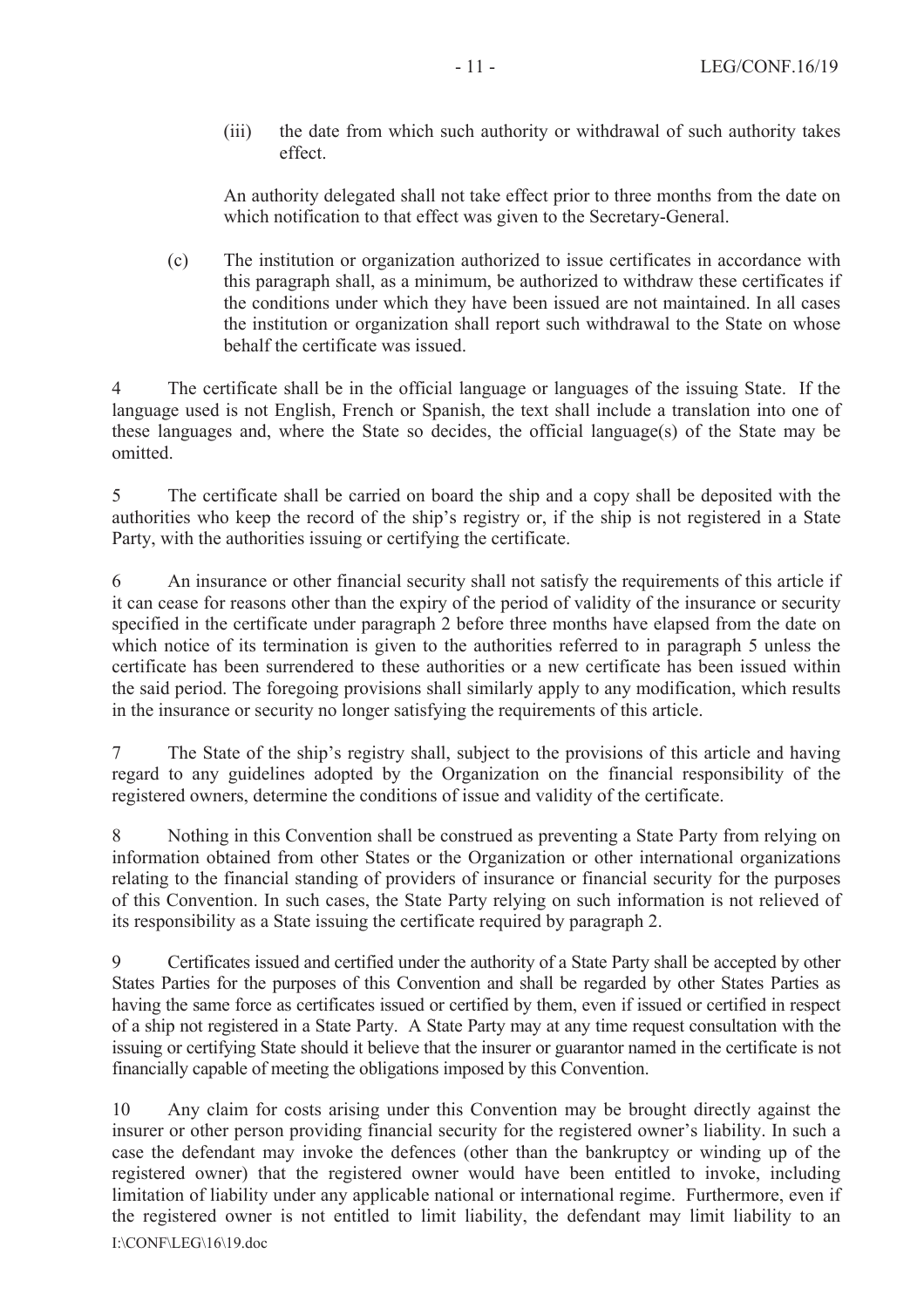(iii) the date from which such authority or withdrawal of such authority takes effect.

An authority delegated shall not take effect prior to three months from the date on which notification to that effect was given to the Secretary-General.

(c) The institution or organization authorized to issue certificates in accordance with this paragraph shall, as a minimum, be authorized to withdraw these certificates if the conditions under which they have been issued are not maintained. In all cases the institution or organization shall report such withdrawal to the State on whose behalf the certificate was issued.

4 The certificate shall be in the official language or languages of the issuing State. If the language used is not English, French or Spanish, the text shall include a translation into one of these languages and, where the State so decides, the official language(s) of the State may be omitted.

5 The certificate shall be carried on board the ship and a copy shall be deposited with the authorities who keep the record of the ship's registry or, if the ship is not registered in a State Party, with the authorities issuing or certifying the certificate.

6 An insurance or other financial security shall not satisfy the requirements of this article if it can cease for reasons other than the expiry of the period of validity of the insurance or security specified in the certificate under paragraph 2 before three months have elapsed from the date on which notice of its termination is given to the authorities referred to in paragraph 5 unless the certificate has been surrendered to these authorities or a new certificate has been issued within the said period. The foregoing provisions shall similarly apply to any modification, which results in the insurance or security no longer satisfying the requirements of this article.

7 The State of the ship's registry shall, subject to the provisions of this article and having regard to any guidelines adopted by the Organization on the financial responsibility of the registered owners, determine the conditions of issue and validity of the certificate.

8 Nothing in this Convention shall be construed as preventing a State Party from relying on information obtained from other States or the Organization or other international organizations relating to the financial standing of providers of insurance or financial security for the purposes of this Convention. In such cases, the State Party relying on such information is not relieved of its responsibility as a State issuing the certificate required by paragraph 2.

9 Certificates issued and certified under the authority of a State Party shall be accepted by other States Parties for the purposes of this Convention and shall be regarded by other States Parties as having the same force as certificates issued or certified by them, even if issued or certified in respect of a ship not registered in a State Party. A State Party may at any time request consultation with the issuing or certifying State should it believe that the insurer or guarantor named in the certificate is not financially capable of meeting the obligations imposed by this Convention.

10 Any claim for costs arising under this Convention may be brought directly against the insurer or other person providing financial security for the registered owner's liability. In such a case the defendant may invoke the defences (other than the bankruptcy or winding up of the registered owner) that the registered owner would have been entitled to invoke, including limitation of liability under any applicable national or international regime. Furthermore, even if the registered owner is not entitled to limit liability, the defendant may limit liability to an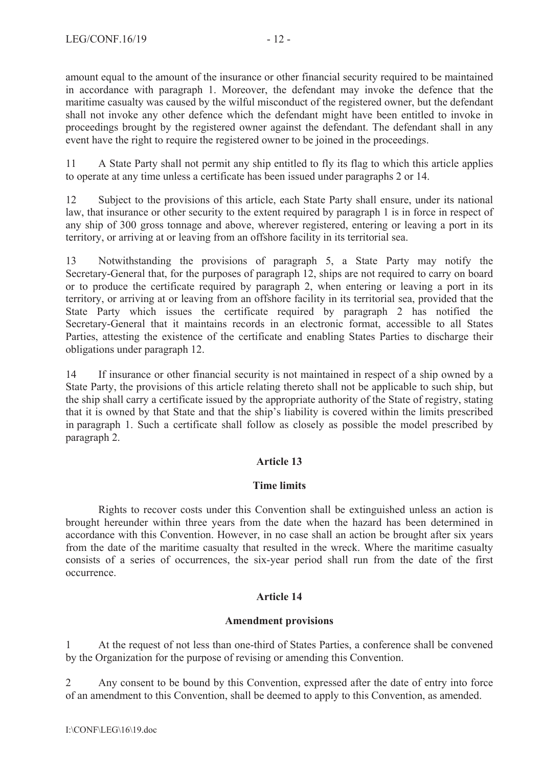amount equal to the amount of the insurance or other financial security required to be maintained in accordance with paragraph 1. Moreover, the defendant may invoke the defence that the maritime casualty was caused by the wilful misconduct of the registered owner, but the defendant shall not invoke any other defence which the defendant might have been entitled to invoke in proceedings brought by the registered owner against the defendant. The defendant shall in any event have the right to require the registered owner to be joined in the proceedings.

11 A State Party shall not permit any ship entitled to fly its flag to which this article applies to operate at any time unless a certificate has been issued under paragraphs 2 or 14.

12 Subject to the provisions of this article, each State Party shall ensure, under its national law, that insurance or other security to the extent required by paragraph 1 is in force in respect of any ship of 300 gross tonnage and above, wherever registered, entering or leaving a port in its territory, or arriving at or leaving from an offshore facility in its territorial sea.

13 Notwithstanding the provisions of paragraph 5, a State Party may notify the Secretary-General that, for the purposes of paragraph 12, ships are not required to carry on board or to produce the certificate required by paragraph 2, when entering or leaving a port in its territory, or arriving at or leaving from an offshore facility in its territorial sea, provided that the State Party which issues the certificate required by paragraph 2 has notified the Secretary-General that it maintains records in an electronic format, accessible to all States Parties, attesting the existence of the certificate and enabling States Parties to discharge their obligations under paragraph 12.

14 If insurance or other financial security is not maintained in respect of a ship owned by a State Party, the provisions of this article relating thereto shall not be applicable to such ship, but the ship shall carry a certificate issued by the appropriate authority of the State of registry, stating that it is owned by that State and that the ship's liability is covered within the limits prescribed in paragraph 1. Such a certificate shall follow as closely as possible the model prescribed by paragraph 2.

## Article 13

### Time limits

Rights to recover costs under this Convention shall be extinguished unless an action is brought hereunder within three years from the date when the hazard has been determined in accordance with this Convention. However, in no case shall an action be brought after six years from the date of the maritime casualty that resulted in the wreck. Where the maritime casualty consists of a series of occurrences, the six-year period shall run from the date of the first occurrence.

## Article 14

### Amendment provisions

1 At the request of not less than one-third of States Parties, a conference shall be convened by the Organization for the purpose of revising or amending this Convention.

2 Any consent to be bound by this Convention, expressed after the date of entry into force of an amendment to this Convention, shall be deemed to apply to this Convention, as amended.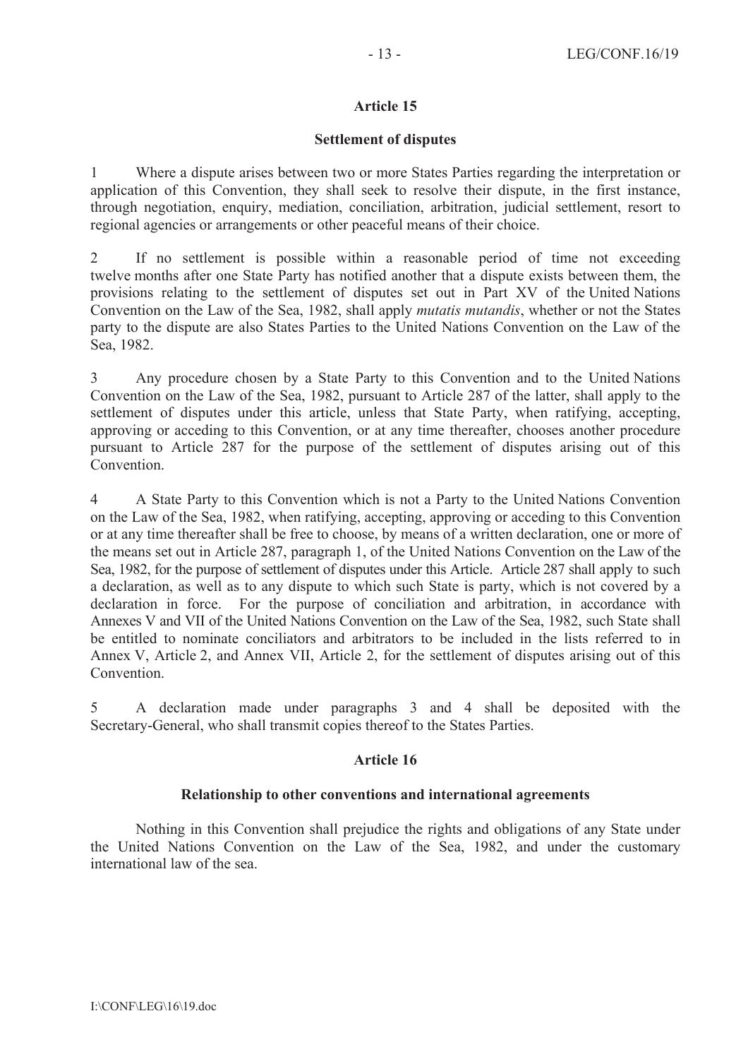## Article 15

### Settlement of disputes

1 Where a dispute arises between two or more States Parties regarding the interpretation or application of this Convention, they shall seek to resolve their dispute, in the first instance, through negotiation, enquiry, mediation, conciliation, arbitration, judicial settlement, resort to regional agencies or arrangements or other peaceful means of their choice.

2 If no settlement is possible within a reasonable period of time not exceeding twelve months after one State Party has notified another that a dispute exists between them, the provisions relating to the settlement of disputes set out in Part XV of the United Nations Convention on the Law of the Sea, 1982, shall apply *mutatis mutandis*, whether or not the States party to the dispute are also States Parties to the United Nations Convention on the Law of the Sea, 1982.

3 Any procedure chosen by a State Party to this Convention and to the United Nations Convention on the Law of the Sea, 1982, pursuant to Article 287 of the latter, shall apply to the settlement of disputes under this article, unless that State Party, when ratifying, accepting, approving or acceding to this Convention, or at any time thereafter, chooses another procedure pursuant to Article 287 for the purpose of the settlement of disputes arising out of this Convention.

4 A State Party to this Convention which is not a Party to the United Nations Convention on the Law of the Sea, 1982, when ratifying, accepting, approving or acceding to this Convention or at any time thereafter shall be free to choose, by means of a written declaration, one or more of the means set out in Article 287, paragraph 1, of the United Nations Convention on the Law of the Sea, 1982, for the purpose of settlement of disputes under this Article. Article 287 shall apply to such a declaration, as well as to any dispute to which such State is party, which is not covered by a declaration in force. For the purpose of conciliation and arbitration, in accordance with Annexes V and VII of the United Nations Convention on the Law of the Sea, 1982, such State shall be entitled to nominate conciliators and arbitrators to be included in the lists referred to in Annex V, Article 2, and Annex VII, Article 2, for the settlement of disputes arising out of this Convention.

5 A declaration made under paragraphs 3 and 4 shall be deposited with the Secretary-General, who shall transmit copies thereof to the States Parties.

## Article 16

### Relationship to other conventions and international agreements

Nothing in this Convention shall prejudice the rights and obligations of any State under the United Nations Convention on the Law of the Sea, 1982, and under the customary international law of the sea.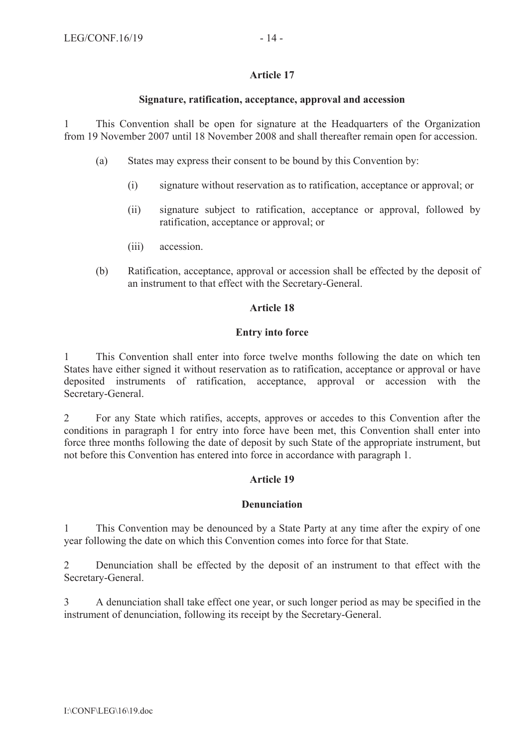## Article 17

### Signature, ratification, acceptance, approval and accession

1 This Convention shall be open for signature at the Headquarters of the Organization from 19 November 2007 until 18 November 2008 and shall thereafter remain open for accession.

(a) States may express their consent to be bound by this Convention by:

(i) signature without reservation as to ratification, acceptance or approval; or

(ii) signature subject to ratification, acceptance or approval, followed by ratification, acceptance or approval; or

(iii) accession.

(b) Ratification, acceptance, approval or accession shall be effected by the deposit of an instrument to that effect with the Secretary-General.

## Article 18

### Entry into force

1 This Convention shall enter into force twelve months following the date on which ten States have either signed it without reservation as to ratification, acceptance or approval or have deposited instruments of ratification, acceptance, approval or accession with the Secretary-General.

2 For any State which ratifies, accepts, approves or accedes to this Convention after the conditions in paragraph 1 for entry into force have been met, this Convention shall enter into force three months following the date of deposit by such State of the appropriate instrument, but not before this Convention has entered into force in accordance with paragraph 1.

## Article 19

### Denunciation

1 This Convention may be denounced by a State Party at any time after the expiry of one year following the date on which this Convention comes into force for that State.

2 Denunciation shall be effected by the deposit of an instrument to that effect with the Secretary-General.

3 A denunciation shall take effect one year, or such longer period as may be specified in the instrument of denunciation, following its receipt by the Secretary-General.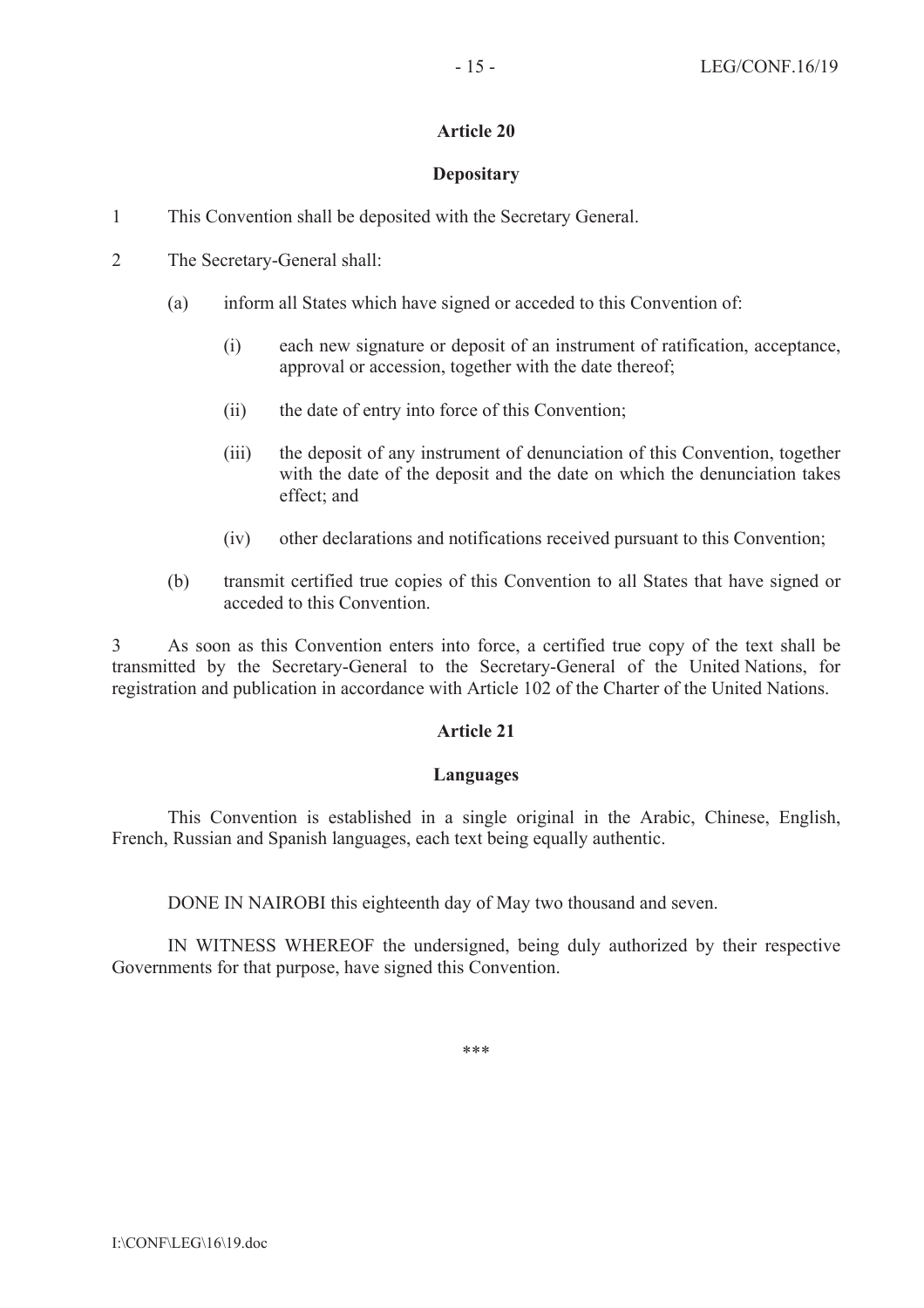## Article 20

### Depositary

1 This Convention shall be deposited with the Secretary General.

2 The Secretary-General shall:

(a) inform all States which have signed or acceded to this Convention of:

(i) each new signature or deposit of an instrument of ratification, acceptance, approval or accession, together with the date thereof;

(ii) the date of entry into force of this Convention;

(iii) the deposit of any instrument of denunciation of this Convention, together with the date of the deposit and the date on which the denunciation takes effect; and

(iv) other declarations and notifications received pursuant to this Convention;

(b) transmit certified true copies of this Convention to all States that have signed or acceded to this Convention.

3 As soon as this Convention enters into force, a certified true copy of the text shall be transmitted by the Secretary-General to the Secretary-General of the United Nations, for registration and publication in accordance with Article 102 of the Charter of the United Nations.

## Article 21

### Languages

This Convention is established in a single original in the Arabic, Chinese, English, French, Russian and Spanish languages, each text being equally authentic.

DONE IN NAIROBI this eighteenth day of May two thousand and seven.

IN WITNESS WHEREOF the undersigned, being duly authorized by their respective Governments for that purpose, have signed this Convention.

***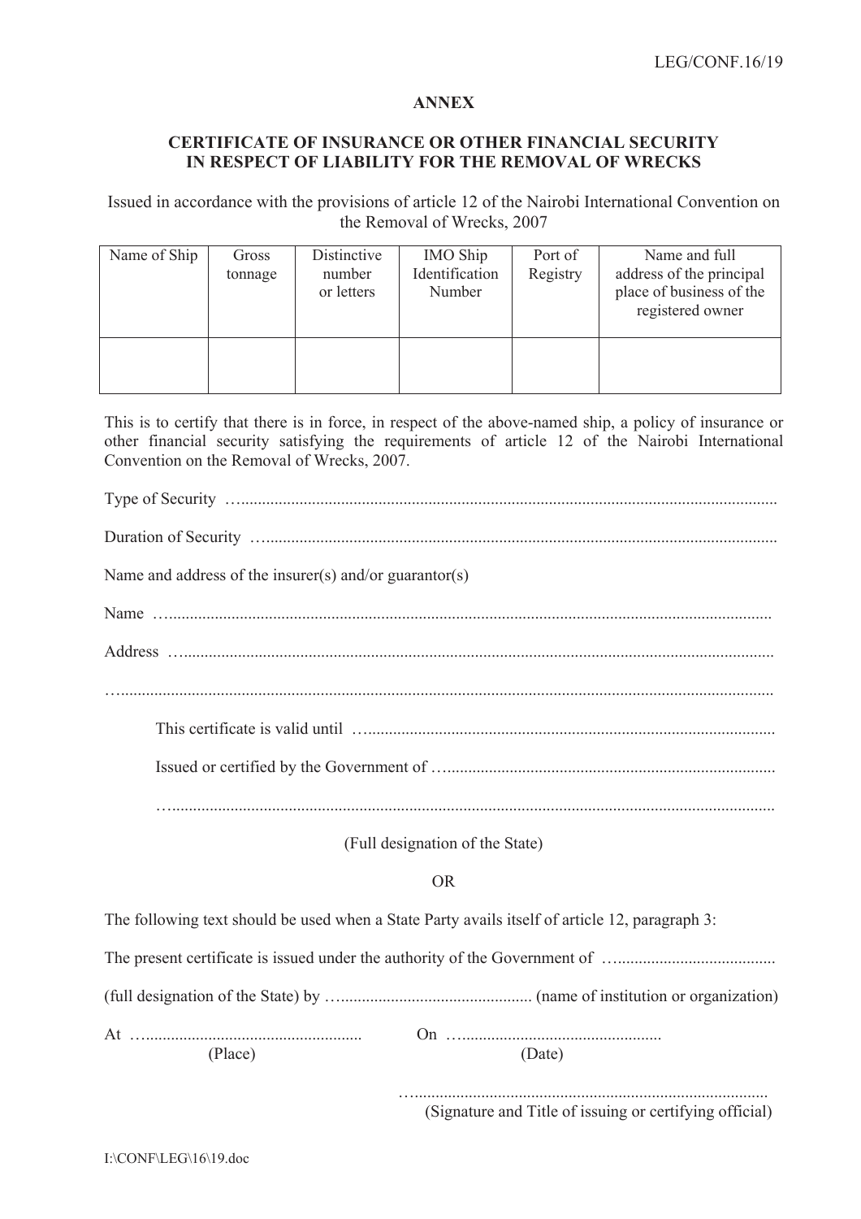## ANNEX

## CERTIFICATE OF INSURANCE OR OTHER FINANCIAL SECURITY IN RESPECT OF LIABILITY FOR THE REMOVAL OF WRECKS

Issued in accordance with the provisions of article 12 of the Nairobi International Convention on the Removal of Wrecks, 2007

| Name of Ship | Gross tonnage | Distinctive number or letters | IMO Ship Identification Number | Port of Registry | Name and full address of the principal place of business of the registered owner |
|---|---|---|---|---|---|
| | | | | | |

This is to certify that there is in force, in respect of the above-named ship, a policy of insurance or other financial security satisfying the requirements of article 12 of the Nairobi International Convention on the Removal of Wrecks, 2007.

Type of Security ……………………………………………………………………………………

Duration of Security ……………………………………………………………………………………

Name and address of the insurer(s) and/or guarantor(s)

Name ……………………………………………………………………………………

Address ……………………………………………………………………………………

……………………………………………………………………………………

This certificate is valid until ……………………………………………………………………………………

Issued or certified by the Government of ……………………………………………………………………………………

……………………………………………………………………………………

(Full designation of the State)

OR

The following text should be used when a State Party avails itself of article 12, paragraph 3:

The present certificate is issued under the authority of the Government of …....................................

(full designation of the State) by …............................................ (name of institution or organization)

At …................................................... (Place) On …............................................... (Date)

…...................................................................................
(Signature and Title of issuing or certifying official)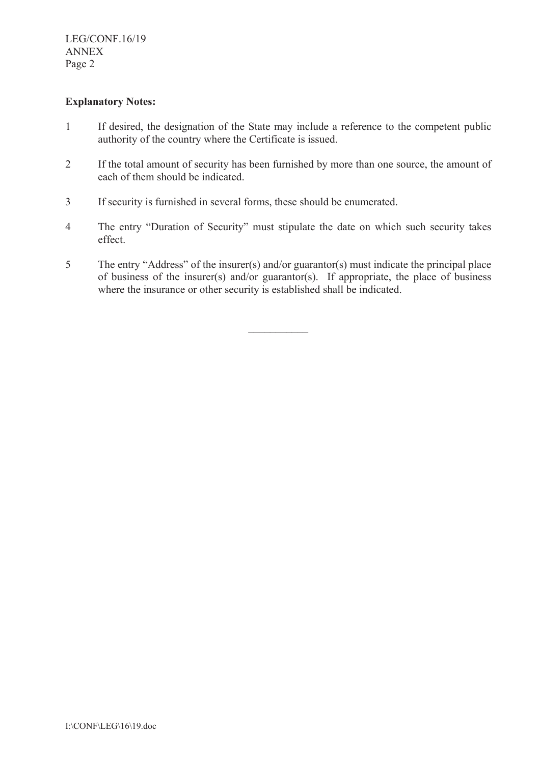**Explanatory Notes:**

1. If desired, the designation of the State may include a reference to the competent public authority of the country where the Certificate is issued.

2. If the total amount of security has been furnished by more than one source, the amount of each of them should be indicated.

3. If security is furnished in several forms, these should be enumerated.

4. The entry "Duration of Security" must stipulate the date on which such security takes effect.

5. The entry "Address" of the insurer(s) and/or guarantor(s) must indicate the principal place of business of the insurer(s) and/or guarantor(s). If appropriate, the place of business where the insurance or other security is established shall be indicated.

___________